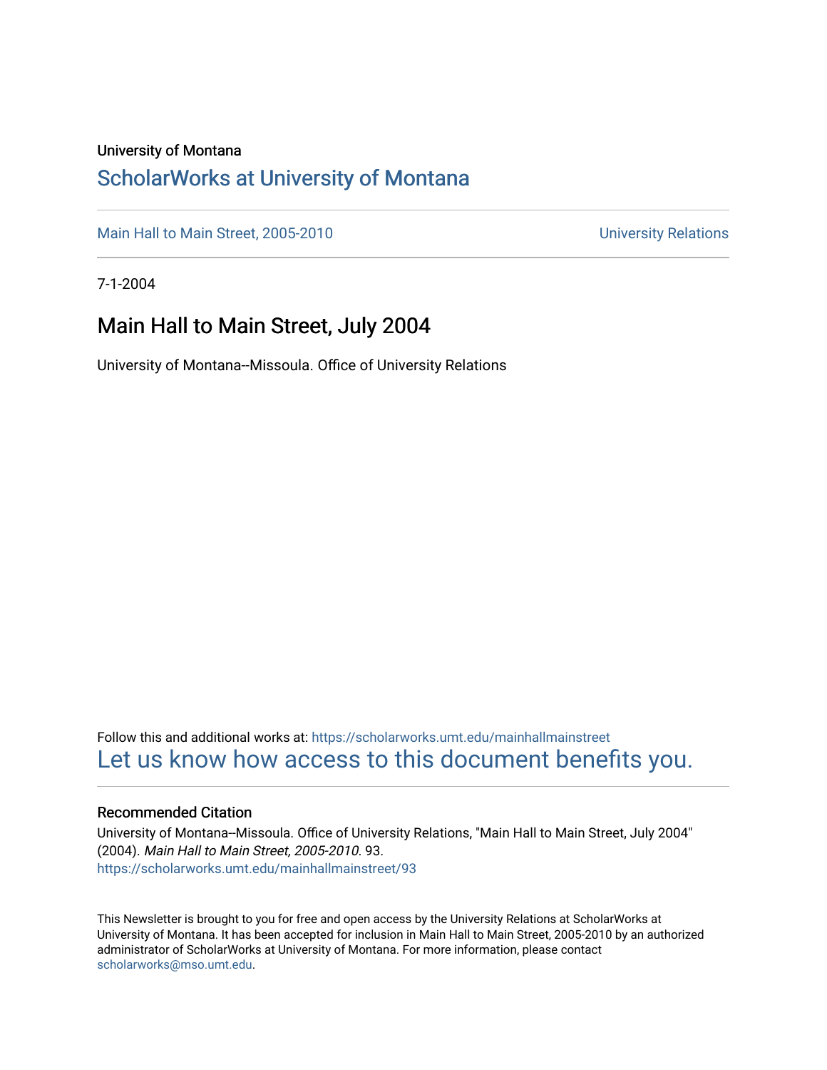University of Montana

# ScholarWorks at University of Montana

Main Hall to Main Street, 2005-2010 University Relations

7-1-2004

## Main Hall to Main Street, July 2004

University of Montana--Missoula. Office of University Relations

Follow this and additional works at: https://scholarworks.umt.edu/mainhallmainstreet

Let us know how access to this document benefits you.

### Recommended Citation

University of Montana--Missoula. Office of University Relations, "Main Hall to Main Street, July 2004" (2004). *Main Hall to Main Street, 2005-2010*. 93.
https://scholarworks.umt.edu/mainhallmainstreet/93

This Newsletter is brought to you for free and open access by the University Relations at ScholarWorks at University of Montana. It has been accepted for inclusion in Main Hall to Main Street, 2005-2010 by an authorized administrator of ScholarWorks at University of Montana. For more information, please contact scholarworks@mso.umt.edu.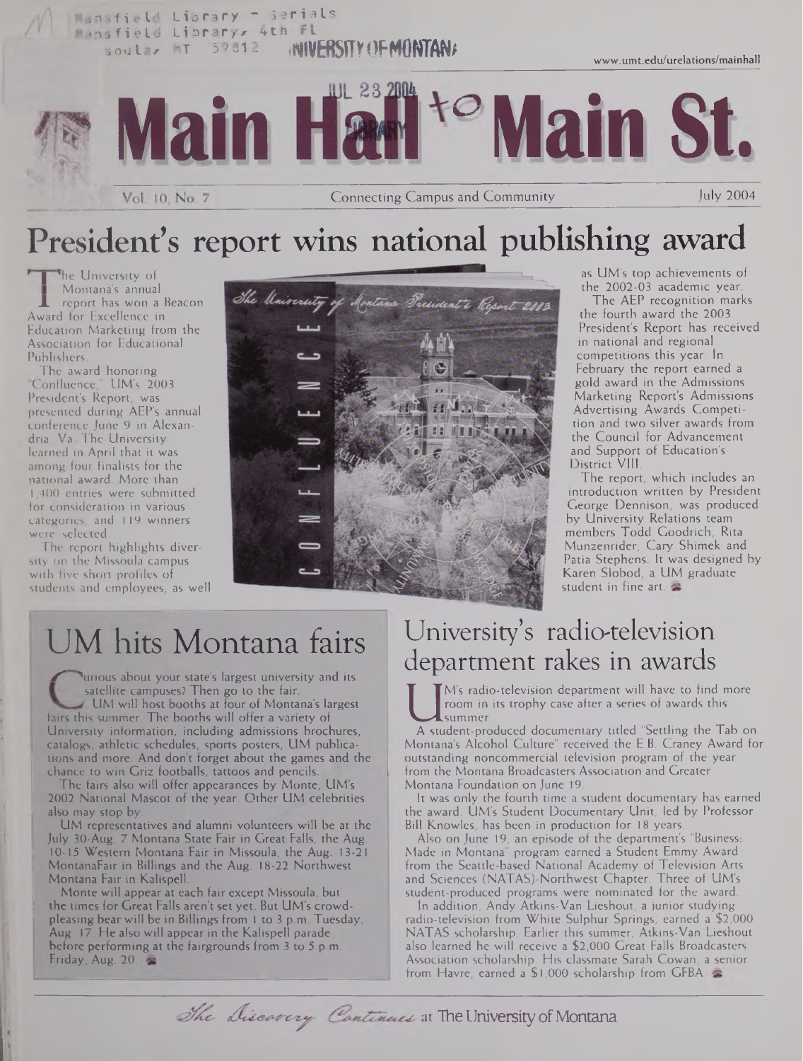# Main Hall to Main St.

Vol. 10, No. 7 — Connecting Campus and Community — July 2004

www.umt.edu/urelations/mainhall

## President's report wins national publishing award

The University of Montana's annual report has won a Beacon Award for Excellence in Education Marketing from the Association for Educational Publishers.

The award honoring "Confluence," UM's 2003 President's Report, was presented during AEP's annual conference June 9 in Alexandria, Va. The University learned in April that it was among four finalists for the national award. More than 1,400 entries were submitted for consideration in various categories, and 119 winners were selected.

The report highlights diversity on the Missoula campus with five short profiles of students and employees, as well as UM's top achievements of the 2002-03 academic year.

The AEP recognition marks the fourth award the 2003 President's Report has received in national and regional competitions this year. In February the report earned a gold award in the Admissions Marketing Report's Admissions Advertising Awards Competition and two silver awards from the Council for Advancement and Support of Education's District VIII.

The report, which includes an introduction written by President George Dennison, was produced by University Relations team members Todd Goodrich, Rita Munzenrider, Cary Shimek and Patia Stephens. It was designed by Karen Slobod, a UM graduate student in fine art.

## UM hits Montana fairs

Curious about your state's largest university and its satellite campuses? Then go to the fair.

UM will host booths at four of Montana's largest fairs this summer. The booths will offer a variety of University information, including admissions brochures, catalogs, athletic schedules, sports posters, UM publications and more. And don't forget about the games and the chance to win Griz footballs, tattoos and pencils.

The fairs also will offer appearances by Monte, UM's 2002 National Mascot of the year. Other UM celebrities also may stop by.

UM representatives and alumni volunteers will be at the July 30-Aug. 7 Montana State Fair in Great Falls, the Aug. 10-15 Western Montana Fair in Missoula, the Aug. 13-21 MontanaFair in Billings and the Aug. 18-22 Northwest Montana Fair in Kalispell.

Monte will appear at each fair except Missoula, but the times for Great Falls aren't set yet. But UM's crowd-pleasing bear will be in Billings from 1 to 3 p.m. Tuesday, Aug. 17. He also will appear in the Kalispell parade before performing at the fairgrounds from 3 to 5 p.m. Friday, Aug. 20.

## University's radio-television department rakes in awards

UM's radio-television department will have to find more room in its trophy case after a series of awards this summer.

A student-produced documentary titled "Settling the Tab on Montana's Alcohol Culture" received the E.B. Craney Award for outstanding noncommercial television program of the year from the Montana Broadcasters Association and Greater Montana Foundation on June 19.

It was only the fourth time a student documentary has earned the award. UM's Student Documentary Unit, led by Professor Bill Knowles, has been in production for 18 years.

Also on June 19, an episode of the department's "Business: Made in Montana" program earned a Student Emmy Award from the Seattle-based National Academy of Television Arts and Sciences (NATAS)-Northwest Chapter. Three of UM's student-produced programs were nominated for the award.

In addition, Andy Atkins-Van Lieshout, a junior studying radio-television from White Sulphur Springs, earned a $2,000 NATAS scholarship. Earlier this summer, Atkins-Van Lieshout also learned he will receive a $2,000 Great Falls Broadcasters Association scholarship. His classmate Sarah Cowan, a senior from Havre, earned a $1,000 scholarship from GFBA.

*The Discovery Continues* at The University of Montana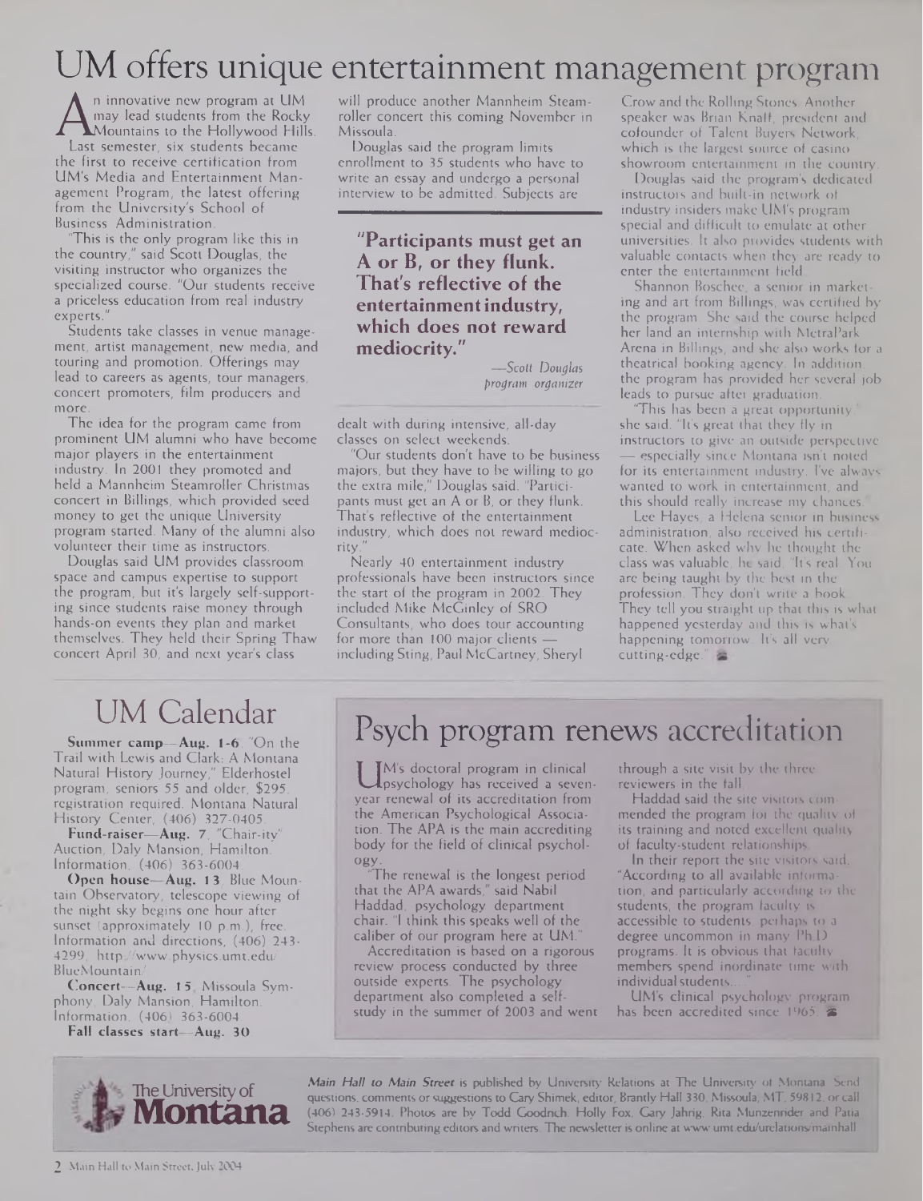# UM offers unique entertainment management program

An innovative new program at UM may lead students from the Rocky Mountains to the Hollywood Hills.

Last semester, six students became the first to receive certification from UM's Media and Entertainment Management Program, the latest offering from the University's School of Business Administration.

"This is the only program like this in the country," said Scott Douglas, the visiting instructor who organizes the specialized course. "Our students receive a priceless education from real industry experts."

Students take classes in venue management, artist management, new media, and touring and promotion. Offerings may lead to careers as agents, tour managers, concert promoters, film producers and more.

The idea for the program came from prominent UM alumni who have become major players in the entertainment industry. In 2001 they promoted and held a Mannheim Steamroller Christmas concert in Billings, which provided seed money to get the unique University program started. Many of the alumni also volunteer their time as instructors.

Douglas said UM provides classroom space and campus expertise to support the program, but it's largely self-supporting since students raise money through hands-on events they plan and market themselves. They held their Spring Thaw concert April 30, and next year's class will produce another Mannheim Steamroller concert this coming November in Missoula.

Douglas said the program limits enrollment to 35 students who have to write an essay and undergo a personal interview to be admitted. Subjects are dealt with during intensive, all-day classes on select weekends.

> **"Participants must get an A or B, or they flunk. That's reflective of the entertainment industry, which does not reward mediocrity."**
>
> *—Scott Douglas program organizer*

"Our students don't have to be business majors, but they have to be willing to go the extra mile," Douglas said. "Participants must get an A or B, or they flunk. That's reflective of the entertainment industry, which does not reward mediocrity."

Nearly 40 entertainment industry professionals have been instructors since the start of the program in 2002. They included Mike McGinley of SRO Consultants, who does tour accounting for more than 100 major clients — including Sting, Paul McCartney, Sheryl Crow and the Rolling Stones. Another speaker was Brian Knaff, president and cofounder of Talent Buyers Network, which is the largest source of casino showroom entertainment in the country.

Douglas said the program's dedicated instructors and built-in network of industry insiders make UM's program special and difficult to emulate at other universities. It also provides students with valuable contacts when they are ready to enter the entertainment field.

Shannon Boschee, a senior in marketing and art from Billings, was certified by the program. She said the course helped her land an internship with MetraPark Arena in Billings, and she also works for a theatrical booking agency. In addition, the program has provided her several job leads to pursue after graduation.

"This has been a great opportunity," she said. "It's great that they fly in instructors to give an outside perspective — especially since Montana isn't noted for its entertainment industry. I've always wanted to work in entertainment, and this should really increase my chances."

Lee Hayes, a Helena senior in business administration, also received his certificate. When asked why he thought the class was valuable, he said, "It's real. You are being taught by the best in the profession. They don't write a book. They tell you straight up that this is what happened yesterday and this is what's happening tomorrow. It's all very cutting-edge."

# UM Calendar

**Summer camp—Aug. 1-6.** "On the Trail with Lewis and Clark: A Montana Natural History Journey," Elderhostel program, seniors 55 and older, $295, registration required. Montana Natural History Center, (406) 327-0405.

**Fund-raiser—Aug. 7.** "Chair-ity" Auction, Daly Mansion, Hamilton. Information, (406) 363-6004.

**Open house—Aug. 13.** Blue Mountain Observatory, telescope viewing of the night sky begins one hour after sunset (approximately 10 p.m.), free. Information and directions, (406) 243-4299, http://www.physics.umt.edu/BlueMountain/.

**Concert—Aug. 15.** Missoula Symphony, Daly Mansion, Hamilton. Information, (406) 363-6004.

**Fall classes start—Aug. 30**

# Psych program renews accreditation

UM's doctoral program in clinical psychology has received a seven-year renewal of its accreditation from the American Psychological Association. The APA is the main accrediting body for the field of clinical psychology.

"The renewal is the longest period that the APA awards," said Nabil Haddad, psychology department chair. "I think this speaks well of the caliber of our program here at UM."

Accreditation is based on a rigorous review process conducted by three outside experts. The psychology department also completed a self-study in the summer of 2003 and went through a site visit by the three reviewers in the fall.

Haddad said the site visitors commended the program for the quality of its training and noted excellent quality of faculty-student relationships.

In their report the site visitors said, "According to all available information, and particularly according to the students, the program faculty is accessible to students, perhaps to a degree uncommon in many Ph.D. programs. It is obvious that faculty members spend inordinate time with individual students...."

UM's clinical psychology program has been accredited since 1965.

The University of Montana

*Main Hall to Main Street* is published by University Relations at The University of Montana. Send questions, comments or suggestions to Cary Shimek, editor, Brantly Hall 330, Missoula, MT 59812, or call (406) 243-5914. Photos are by Todd Goodrich. Holly Fox, Gary Jahrig, Rita Munzenrider and Patia Stephens are contributing editors and writers. The newsletter is online at www.umt.edu/urelations/mainhall.